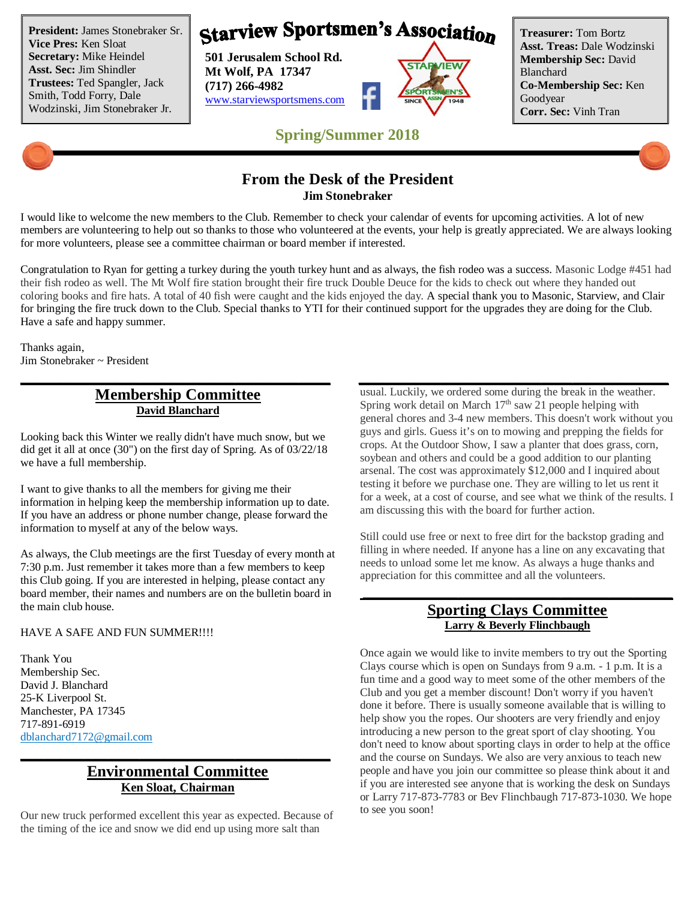**President:** James Stonebraker Sr.
**Vice Pres:** Ken Sloat
**Secretary:** Mike Heindel
**Asst. Sec:** Jim Shindler
**Trustees:** Ted Spangler, Jack Smith, Todd Forry, Dale Wodzinski, Jim Stonebraker Jr.

# Starview Sportsmen's Association

**501 Jerusalem School Rd.**
**Mt Wolf, PA 17347**
**(717) 266-4982**
www.starviewsportsmens.com

**Treasurer:** Tom Bortz
**Asst. Treas:** Dale Wodzinski
**Membership Sec:** David Blanchard
**Co-Membership Sec:** Ken Goodyear
**Corr. Sec:** Vinh Tran

## Spring/Summer 2018

## From the Desk of the President

**Jim Stonebraker**

I would like to welcome the new members to the Club. Remember to check your calendar of events for upcoming activities. A lot of new members are volunteering to help out so thanks to those who volunteered at the events, your help is greatly appreciated. We are always looking for more volunteers, please see a committee chairman or board member if interested.

Congratulation to Ryan for getting a turkey during the youth turkey hunt and as always, the fish rodeo was a success. Masonic Lodge #451 had their fish rodeo as well. The Mt Wolf fire station brought their fire truck Double Deuce for the kids to check out where they handed out coloring books and fire hats. A total of 40 fish were caught and the kids enjoyed the day. A special thank you to Masonic, Starview, and Clair for bringing the fire truck down to the Club. Special thanks to YTI for their continued support for the upgrades they are doing for the Club. Have a safe and happy summer.

Thanks again,
Jim Stonebraker ~ President

## Membership Committee

**David Blanchard**

Looking back this Winter we really didn't have much snow, but we did get it all at once (30") on the first day of Spring. As of 03/22/18 we have a full membership.

I want to give thanks to all the members for giving me their information in helping keep the membership information up to date. If you have an address or phone number change, please forward the information to myself at any of the below ways.

As always, the Club meetings are the first Tuesday of every month at 7:30 p.m. Just remember it takes more than a few members to keep this Club going. If you are interested in helping, please contact any board member, their names and numbers are on the bulletin board in the main club house.

HAVE A SAFE AND FUN SUMMER!!!!

Thank You
Membership Sec.
David J. Blanchard
25-K Liverpool St.
Manchester, PA 17345
717-891-6919
dblanchard7172@gmail.com

## Environmental Committee

**Ken Sloat, Chairman**

Our new truck performed excellent this year as expected. Because of the timing of the ice and snow we did end up using more salt than usual. Luckily, we ordered some during the break in the weather. Spring work detail on March 17th saw 21 people helping with general chores and 3-4 new members. This doesn't work without you guys and girls. Guess it's on to mowing and prepping the fields for crops. At the Outdoor Show, I saw a planter that does grass, corn, soybean and others and could be a good addition to our planting arsenal. The cost was approximately $12,000 and I inquired about testing it before we purchase one. They are willing to let us rent it for a week, at a cost of course, and see what we think of the results. I am discussing this with the board for further action.

Still could use free or next to free dirt for the backstop grading and filling in where needed. If anyone has a line on any excavating that needs to unload some let me know. As always a huge thanks and appreciation for this committee and all the volunteers.

## Sporting Clays Committee

**Larry & Beverly Flinchbaugh**

Once again we would like to invite members to try out the Sporting Clays course which is open on Sundays from 9 a.m. - 1 p.m. It is a fun time and a good way to meet some of the other members of the Club and you get a member discount! Don't worry if you haven't done it before. There is usually someone available that is willing to help show you the ropes. Our shooters are very friendly and enjoy introducing a new person to the great sport of clay shooting. You don't need to know about sporting clays in order to help at the office and the course on Sundays. We also are very anxious to teach new people and have you join our committee so please think about it and if you are interested see anyone that is working the desk on Sundays or Larry 717-873-7783 or Bev Flinchbaugh 717-873-1030. We hope to see you soon!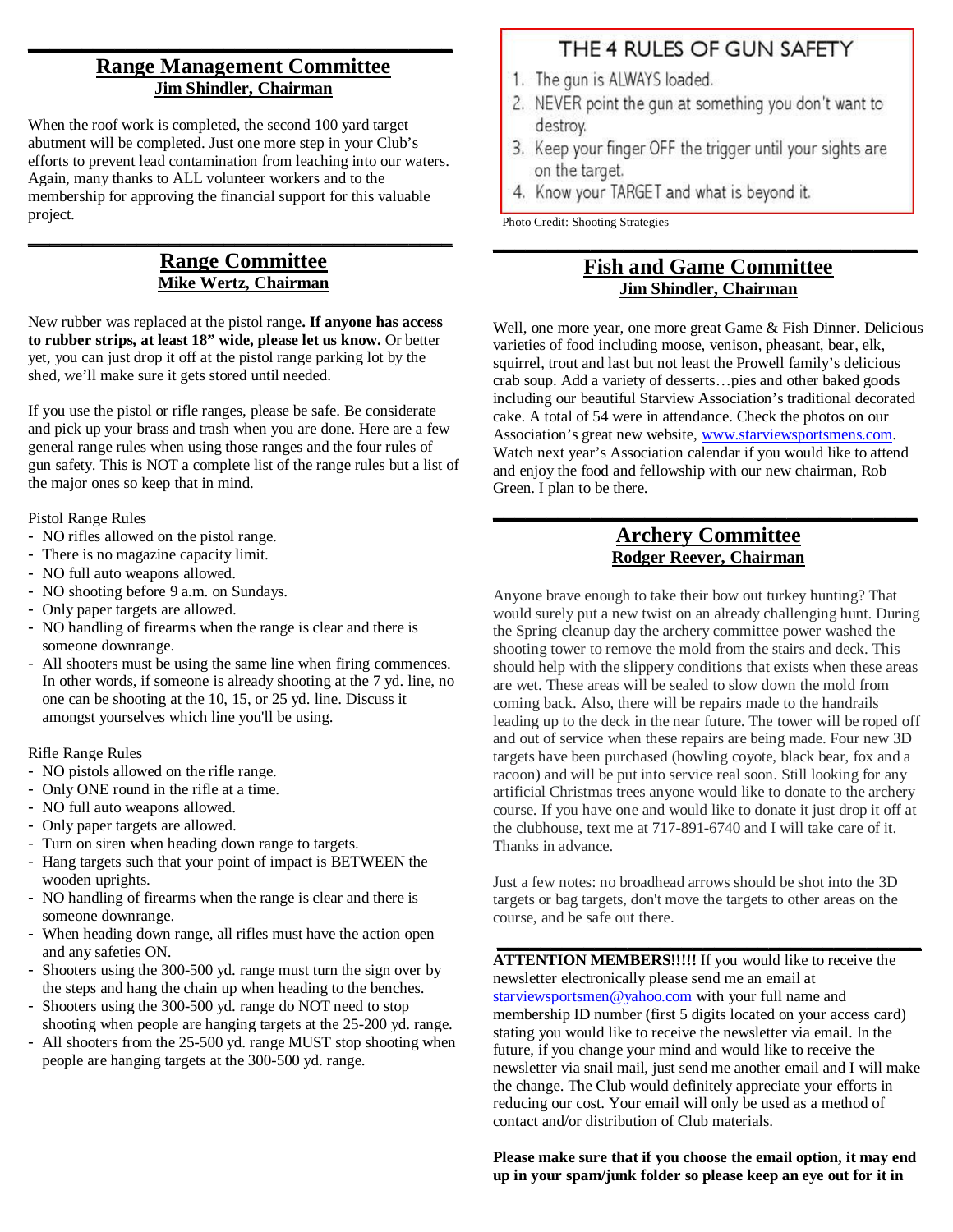## Range Management Committee
**Jim Shindler, Chairman**

When the roof work is completed, the second 100 yard target abutment will be completed. Just one more step in your Club's efforts to prevent lead contamination from leaching into our waters. Again, many thanks to ALL volunteer workers and to the membership for approving the financial support for this valuable project.

## Range Committee
**Mike Wertz, Chairman**

New rubber was replaced at the pistol range**. If anyone has access to rubber strips, at least 18" wide, please let us know.** Or better yet, you can just drop it off at the pistol range parking lot by the shed, we'll make sure it gets stored until needed.

If you use the pistol or rifle ranges, please be safe. Be considerate and pick up your brass and trash when you are done. Here are a few general range rules when using those ranges and the four rules of gun safety. This is NOT a complete list of the range rules but a list of the major ones so keep that in mind.

Pistol Range Rules
- NO rifles allowed on the pistol range.
- There is no magazine capacity limit.
- NO full auto weapons allowed.
- NO shooting before 9 a.m. on Sundays.
- Only paper targets are allowed.
- NO handling of firearms when the range is clear and there is someone downrange.
- All shooters must be using the same line when firing commences. In other words, if someone is already shooting at the 7 yd. line, no one can be shooting at the 10, 15, or 25 yd. line. Discuss it amongst yourselves which line you'll be using.

Rifle Range Rules
- NO pistols allowed on the rifle range.
- Only ONE round in the rifle at a time.
- NO full auto weapons allowed.
- Only paper targets are allowed.
- Turn on siren when heading down range to targets.
- Hang targets such that your point of impact is BETWEEN the wooden uprights.
- NO handling of firearms when the range is clear and there is someone downrange.
- When heading down range, all rifles must have the action open and any safeties ON.
- Shooters using the 300-500 yd. range must turn the sign over by the steps and hang the chain up when heading to the benches.
- Shooters using the 300-500 yd. range do NOT need to stop shooting when people are hanging targets at the 25-200 yd. range.
- All shooters from the 25-500 yd. range MUST stop shooting when people are hanging targets at the 300-500 yd. range.

### THE 4 RULES OF GUN SAFETY
1. The gun is ALWAYS loaded.
2. NEVER point the gun at something you don't want to destroy.
3. Keep your finger OFF the trigger until your sights are on the target.
4. Know your TARGET and what is beyond it.

Photo Credit: Shooting Strategies

## Fish and Game Committee
**Jim Shindler, Chairman**

Well, one more year, one more great Game & Fish Dinner. Delicious varieties of food including moose, venison, pheasant, bear, elk, squirrel, trout and last but not least the Prowell family's delicious crab soup. Add a variety of desserts…pies and other baked goods including our beautiful Starview Association's traditional decorated cake. A total of 54 were in attendance. Check the photos on our Association's great new website, www.starviewsportsmens.com. Watch next year's Association calendar if you would like to attend and enjoy the food and fellowship with our new chairman, Rob Green. I plan to be there.

## Archery Committee
**Rodger Reever, Chairman**

Anyone brave enough to take their bow out turkey hunting? That would surely put a new twist on an already challenging hunt. During the Spring cleanup day the archery committee power washed the shooting tower to remove the mold from the stairs and deck. This should help with the slippery conditions that exists when these areas are wet. These areas will be sealed to slow down the mold from coming back. Also, there will be repairs made to the handrails leading up to the deck in the near future. The tower will be roped off and out of service when these repairs are being made. Four new 3D targets have been purchased (howling coyote, black bear, fox and a racoon) and will be put into service real soon. Still looking for any artificial Christmas trees anyone would like to donate to the archery course. If you have one and would like to donate it just drop it off at the clubhouse, text me at 717-891-6740 and I will take care of it. Thanks in advance.

Just a few notes: no broadhead arrows should be shot into the 3D targets or bag targets, don't move the targets to other areas on the course, and be safe out there.

**ATTENTION MEMBERS!!!!!** If you would like to receive the newsletter electronically please send me an email at starviewsportsmen@yahoo.com with your full name and membership ID number (first 5 digits located on your access card) stating you would like to receive the newsletter via email. In the future, if you change your mind and would like to receive the newsletter via snail mail, just send me another email and I will make the change. The Club would definitely appreciate your efforts in reducing our cost. Your email will only be used as a method of contact and/or distribution of Club materials.

**Please make sure that if you choose the email option, it may end up in your spam/junk folder so please keep an eye out for it in**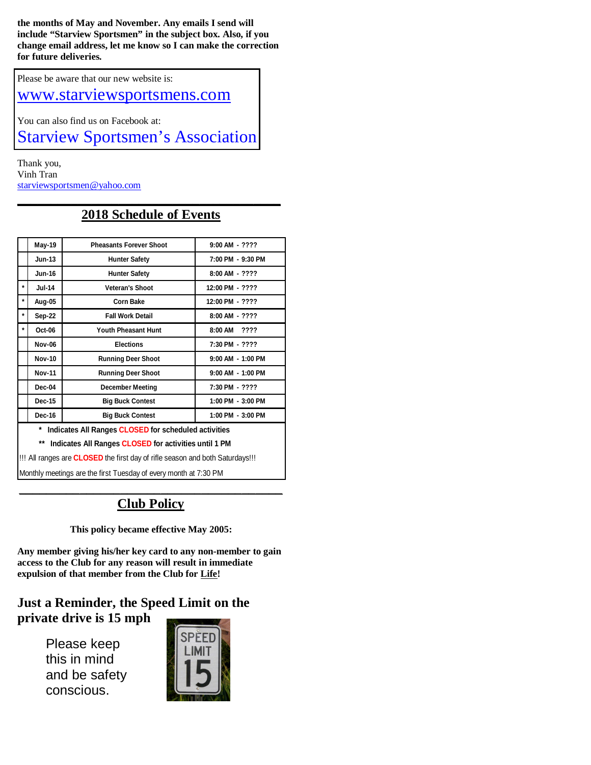**the months of May and November. Any emails I send will include "Starview Sportsmen" in the subject box. Also, if you change email address, let me know so I can make the correction for future deliveries.**

Please be aware that our new website is:

www.starviewsportsmens.com

You can also find us on Facebook at:

Starview Sportsmen's Association

Thank you,
Vinh Tran
starviewsportsmen@yahoo.com

## 2018 Schedule of Events

| | | | |
|---|---|---|---|
| | May-19 | Pheasants Forever Shoot | 9:00 AM - ???? |
| | Jun-13 | Hunter Safety | 7:00 PM - 9:30 PM |
| | Jun-16 | Hunter Safety | 8:00 AM - ???? |
| * | Jul-14 | Veteran's Shoot | 12:00 PM - ???? |
| * | Aug-05 | Corn Bake | 12:00 PM - ???? |
| * | Sep-22 | Fall Work Detail | 8:00 AM - ???? |
| * | Oct-06 | Youth Pheasant Hunt | 8:00 AM ???? |
| | Nov-06 | Elections | 7:30 PM - ???? |
| | Nov-10 | Running Deer Shoot | 9:00 AM - 1:00 PM |
| | Nov-11 | Running Deer Shoot | 9:00 AM - 1:00 PM |
| | Dec-04 | December Meeting | 7:30 PM - ???? |
| | Dec-15 | Big Buck Contest | 1:00 PM - 3:00 PM |
| | Dec-16 | Big Buck Contest | 1:00 PM - 3:00 PM |

\* Indicates All Ranges **CLOSED** for scheduled activities

\*\* Indicates All Ranges **CLOSED** for activities until 1 PM

!!! All ranges are **CLOSED** the first day of rifle season and both Saturdays!!!

Monthly meetings are the first Tuesday of every month at 7:30 PM

## Club Policy

**This policy became effective May 2005:**

**Any member giving his/her key card to any non-member to gain access to the Club for any reason will result in immediate expulsion of that member from the Club for Life!**

## Just a Reminder, the Speed Limit on the private drive is 15 mph

Please keep this in mind and be safety conscious.